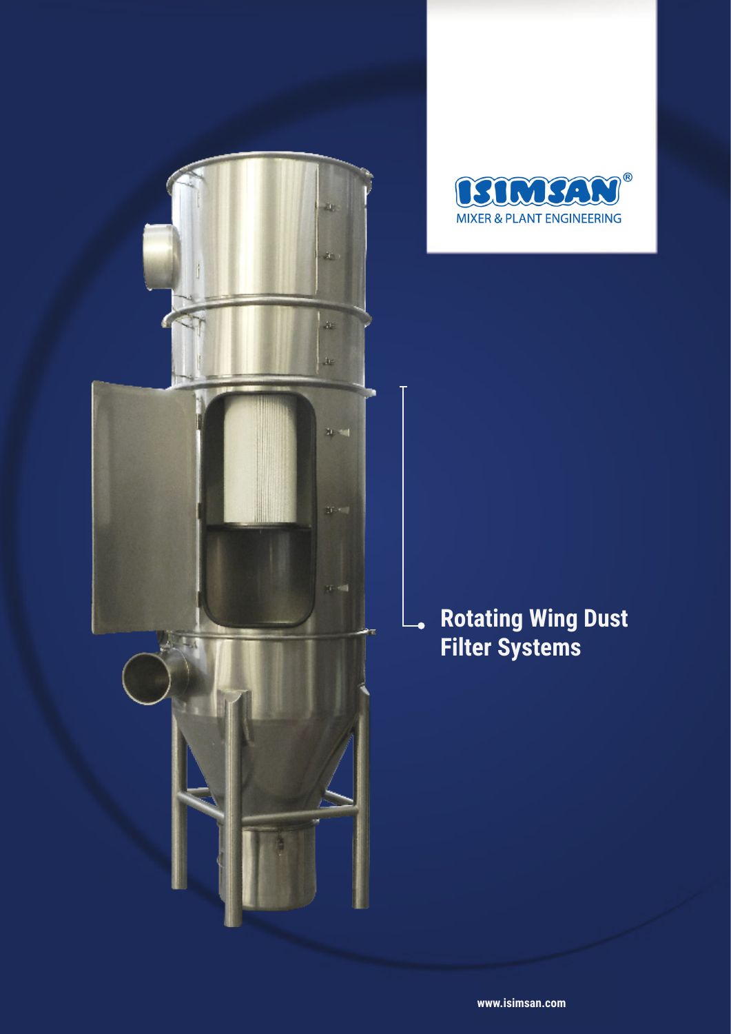ISIMSAN®

MIXER & PLANT ENGINEERING

# Rotating Wing Dust Filter Systems

www.isimsan.com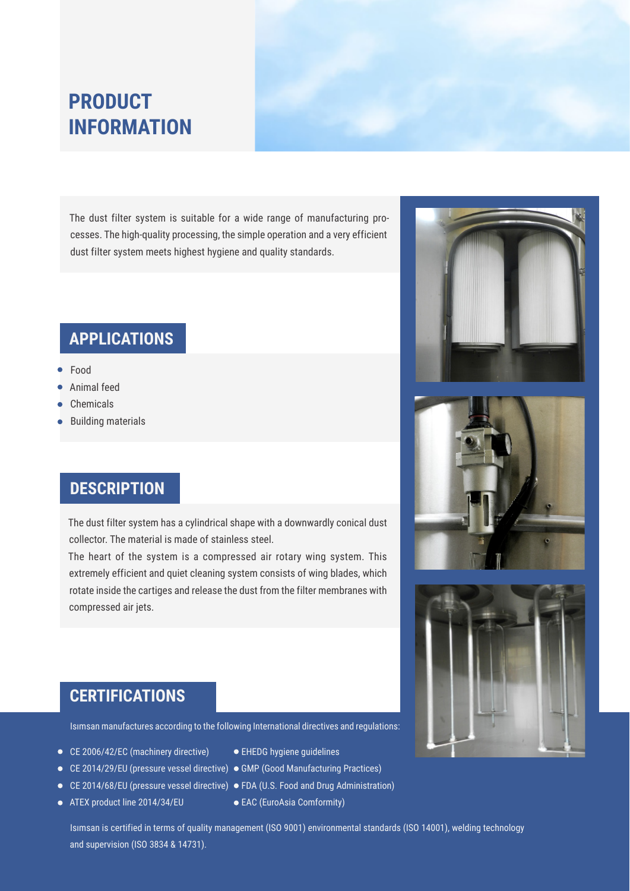# PRODUCT INFORMATION

The dust filter system is suitable for a wide range of manufacturing processes. The high-quality processing, the simple operation and a very efficient dust filter system meets highest hygiene and quality standards.

## APPLICATIONS

- Food
- Animal feed
- Chemicals
- Building materials

## DESCRIPTION

The dust filter system has a cylindrical shape with a downwardly conical dust collector. The material is made of stainless steel.

The heart of the system is a compressed air rotary wing system. This extremely efficient and quiet cleaning system consists of wing blades, which rotate inside the cartiges and release the dust from the filter membranes with compressed air jets.

## CERTIFICATIONS

Isımsan manufactures according to the following International directives and regulations:

- CE 2006/42/EC (machinery directive)
- CE 2014/29/EU (pressure vessel directive)
- CE 2014/68/EU (pressure vessel directive)
- ATEX product line 2014/34/EU
- EHEDG hygiene guidelines
- GMP (Good Manufacturing Practices)
- FDA (U.S. Food and Drug Administration)
- EAC (EuroAsia Comformity)

Isımsan is certified in terms of quality management (ISO 9001) environmental standards (ISO 14001), welding technology and supervision (ISO 3834 & 14731).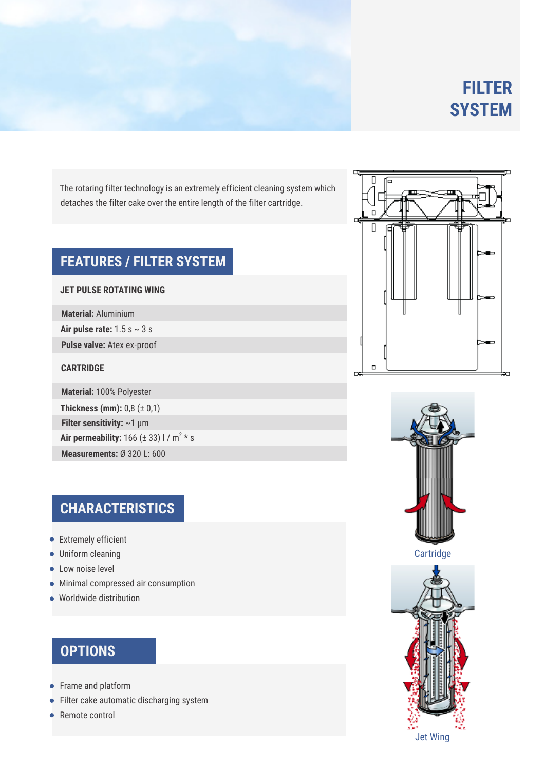# FILTER SYSTEM

The rotaring filter technology is an extremely efficient cleaning system which detaches the filter cake over the entire length of the filter cartridge.

## FEATURES / FILTER SYSTEM

### JET PULSE ROTATING WING

**Material:** Aluminium

**Air pulse rate:** 1.5 s ~ 3 s

**Pulse valve:** Atex ex-proof

### CARTRIDGE

**Material:** 100% Polyester

**Thickness (mm):** 0,8 (± 0,1)

**Filter sensitivity:** ~1 μm

**Air permeability:** 166 (± 33) l / $m^2$ * s

**Measurements:** Ø 320 L: 600

## CHARACTERISTICS

- Extremely efficient
- Uniform cleaning
- Low noise level
- Minimal compressed air consumption
- Worldwide distribution

## OPTIONS

- Frame and platform
- Filter cake automatic discharging system
- Remote control

Cartridge

Jet Wing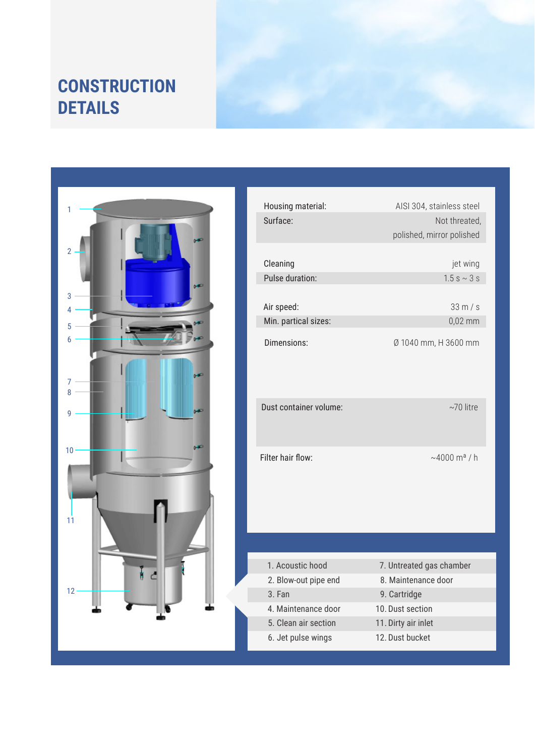# CONSTRUCTION DETAILS

| | |
|---|---|
| Housing material: | AISI 304, stainless steel |
| Surface: | Not threated, polished, mirror polished |
| Cleaning | jet wing |
| Pulse duration: | 1.5 s ~ 3 s |
| Air speed: | 33 m / s |
| Min. partical sizes: | 0,02 mm |
| Dimensions: | Ø 1040 mm, H 3600 mm |
| Dust container volume: | ~70 litre |
| Filter hair flow: | ~4000 mª / h |

| | |
|---|---|
| 1. Acoustic hood | 7. Untreated gas chamber |
| 2. Blow-out pipe end | 8. Maintenance door |
| 3. Fan | 9. Cartridge |
| 4. Maintenance door | 10. Dust section |
| 5. Clean air section | 11. Dirty air inlet |
| 6. Jet pulse wings | 12. Dust bucket |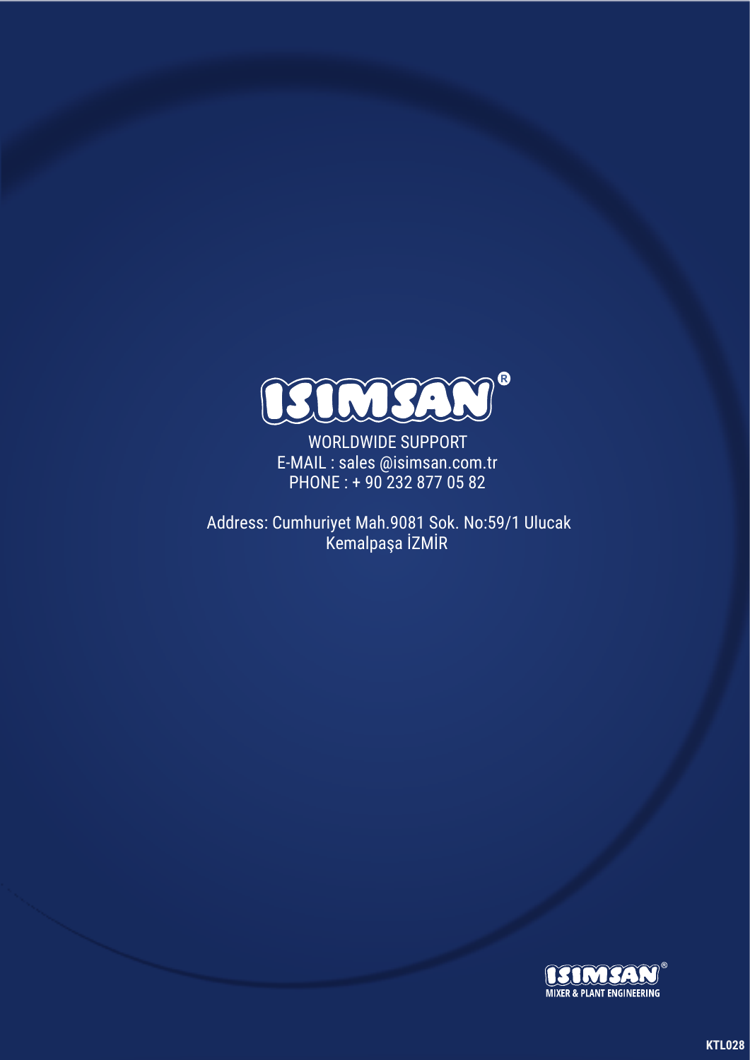ISIMSAN®

WORLDWIDE SUPPORT
E-MAIL : sales @isimsan.com.tr
PHONE : + 90 232 877 05 82

Address: Cumhuriyet Mah.9081 Sok. No:59/1 Ulucak
Kemalpaşa İZMİR

ISIMSAN®
MIXER & PLANT ENGINEERING

KTL028